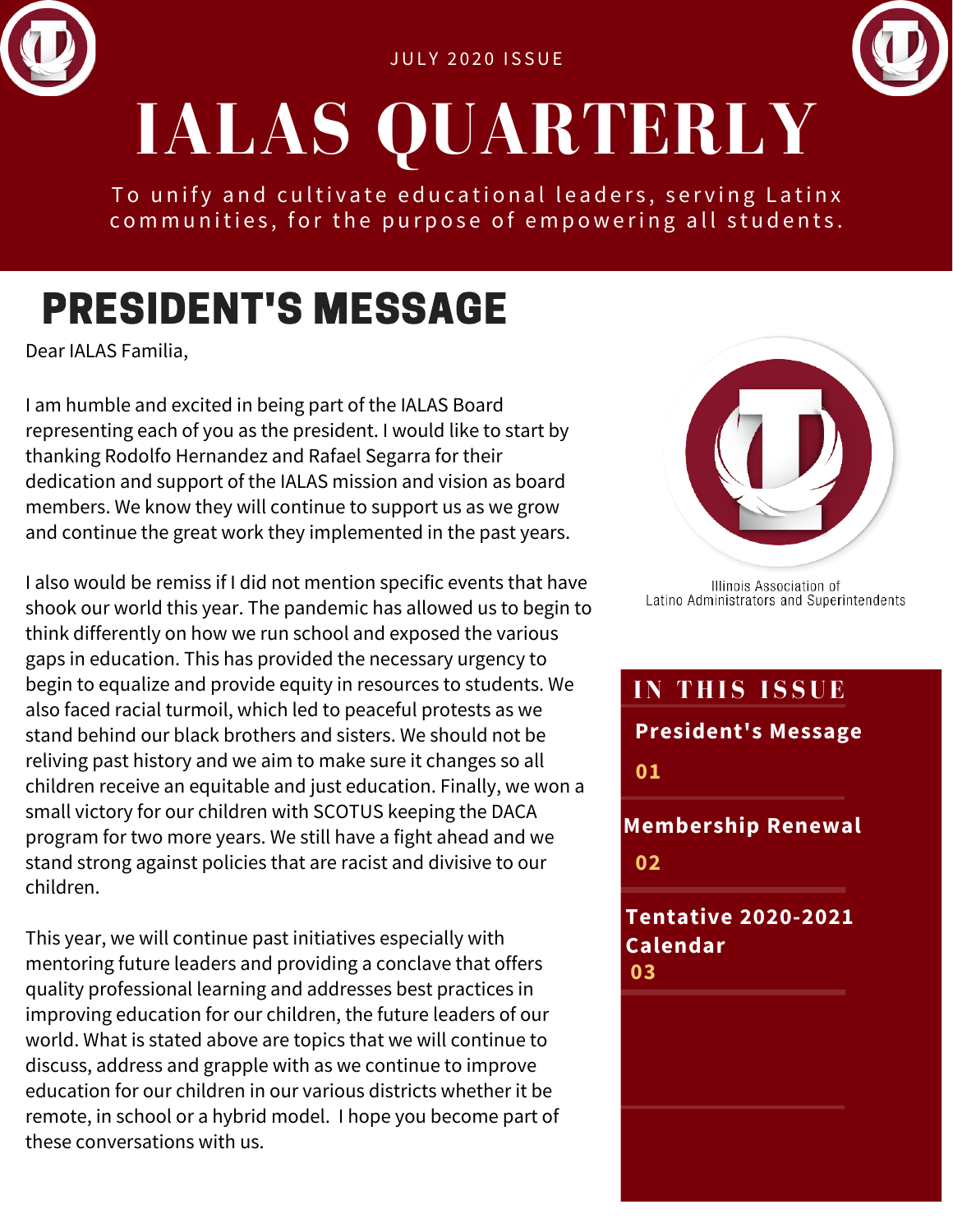JULY 2020 ISSUE

# IALAS QUARTERLY

To unify and cultivate educational leaders, serving Latinx communities, for the purpose of empowering all students.

## PRESIDENT'S MESSAGE

Dear IALAS Familia,

I am humble and excited in being part of the IALAS Board representing each of you as the president. I would like to start by thanking Rodolfo Hernandez and Rafael Segarra for their dedication and support of the IALAS mission and vision as board members. We know they will continue to support us as we grow and continue the great work they implemented in the past years.

I also would be remiss if I did not mention specific events that have shook our world this year. The pandemic has allowed us to begin to think differently on how we run school and exposed the various gaps in education. This has provided the necessary urgency to begin to equalize and provide equity in resources to students. We also faced racial turmoil, which led to peaceful protests as we stand behind our black brothers and sisters. We should not be reliving past history and we aim to make sure it changes so all children receive an equitable and just education. Finally, we won a small victory for our children with SCOTUS keeping the DACA program for two more years. We still have a fight ahead and we stand strong against policies that are racist and divisive to our children.

This year, we will continue past initiatives especially with mentoring future leaders and providing a conclave that offers quality professional learning and addresses best practices in improving education for our children, the future leaders of our world. What is stated above are topics that we will continue to discuss, address and grapple with as we continue to improve education for our children in our various districts whether it be remote, in school or a hybrid model. I hope you become part of these conversations with us.

Illinois Association of Latino Administrators and Superintendents

### IN THIS ISSUE

**President's Message**
01

**Membership Renewal**
02

**Tentative 2020-2021 Calendar**
03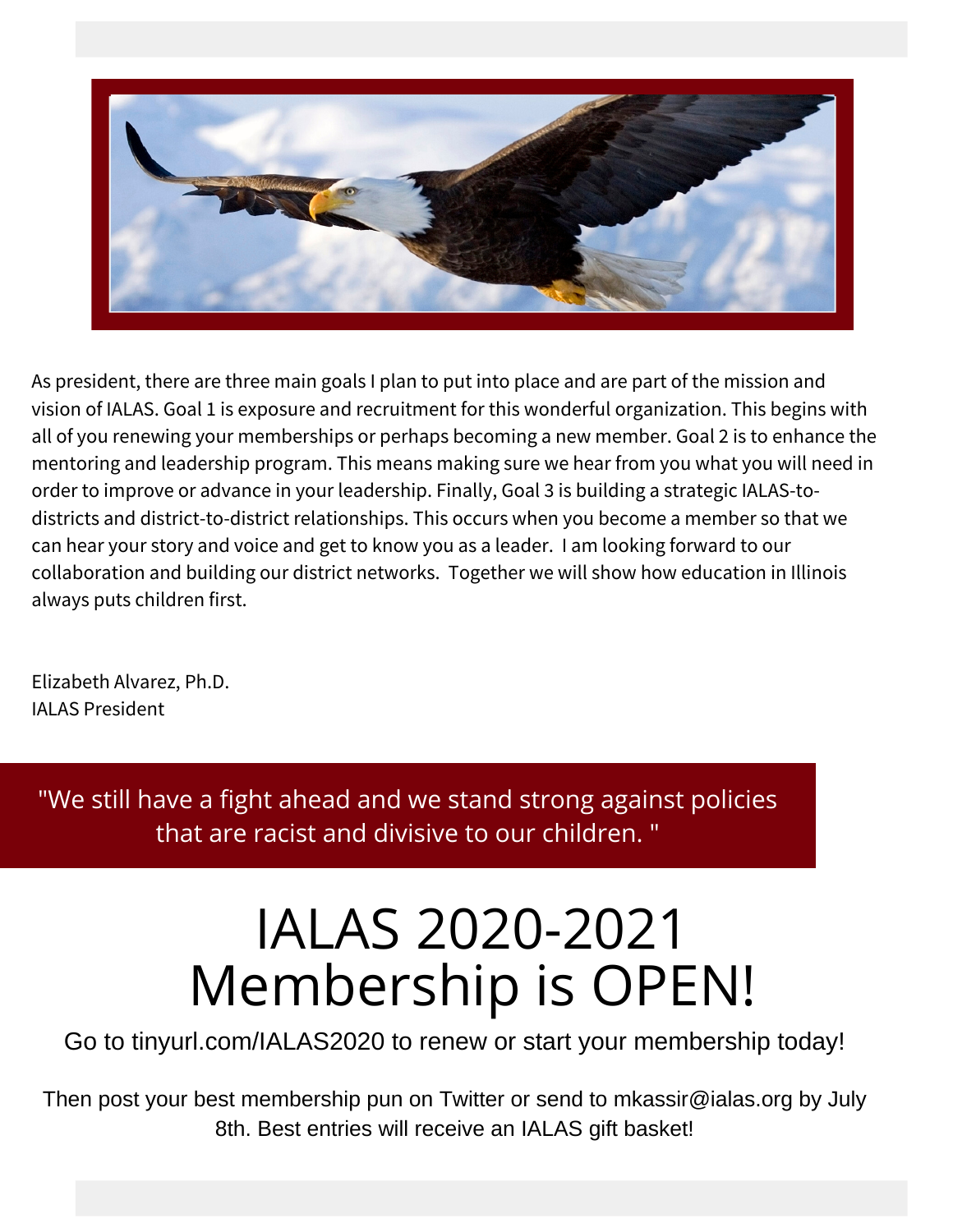As president, there are three main goals I plan to put into place and are part of the mission and vision of IALAS. Goal 1 is exposure and recruitment for this wonderful organization. This begins with all of you renewing your memberships or perhaps becoming a new member. Goal 2 is to enhance the mentoring and leadership program. This means making sure we hear from you what you will need in order to improve or advance in your leadership. Finally, Goal 3 is building a strategic IALAS-to-districts and district-to-district relationships. This occurs when you become a member so that we can hear your story and voice and get to know you as a leader. I am looking forward to our collaboration and building our district networks. Together we will show how education in Illinois always puts children first.

Elizabeth Alvarez, Ph.D.
IALAS President

> "We still have a fight ahead and we stand strong against policies that are racist and divisive to our children."

# IALAS 2020-2021 Membership is OPEN!

Go to tinyurl.com/IALAS2020 to renew or start your membership today!

Then post your best membership pun on Twitter or send to mkassir@ialas.org by July 8th. Best entries will receive an IALAS gift basket!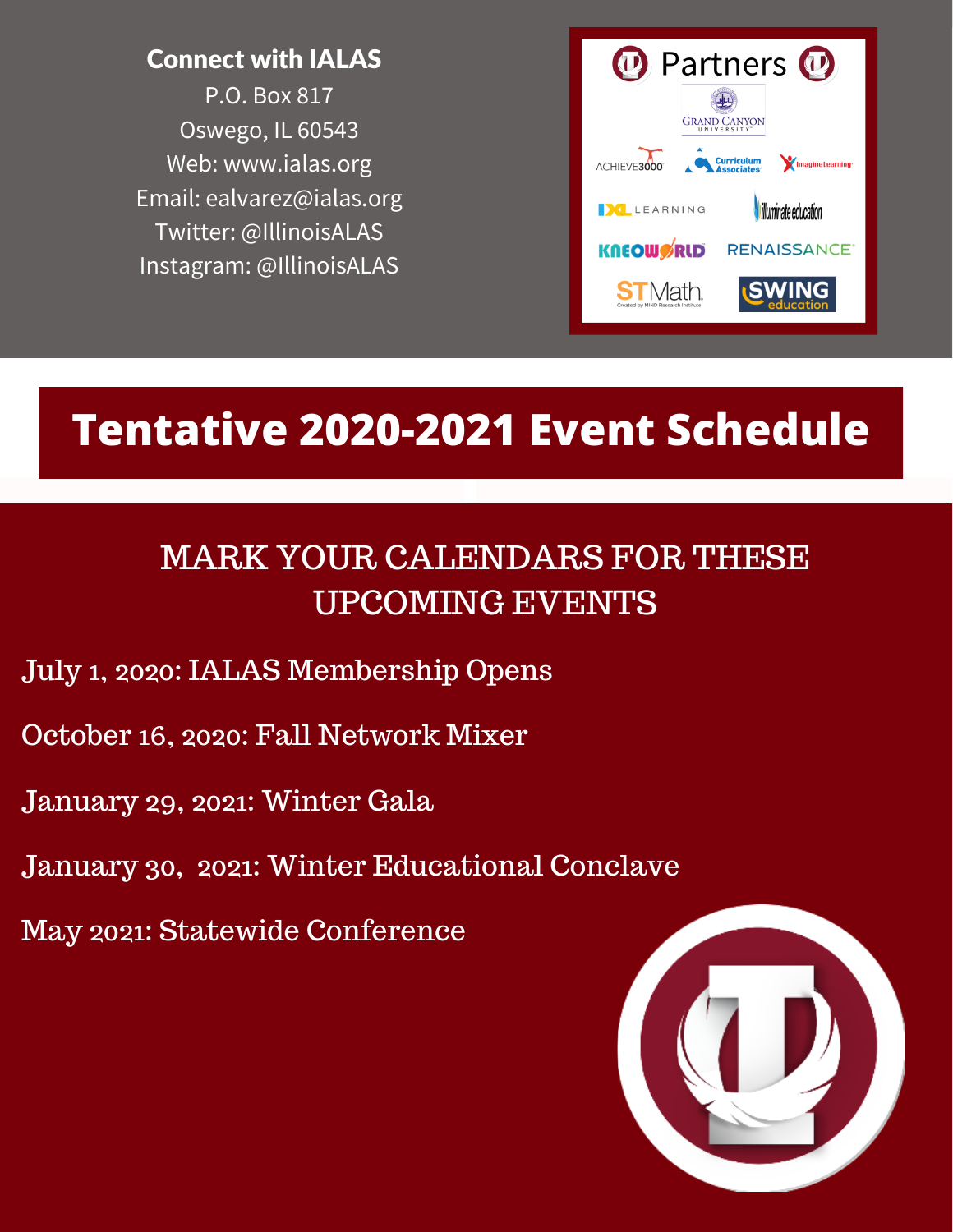**Connect with IALAS**

P.O. Box 817
Oswego, IL 60543
Web: www.ialas.org
Email: ealvarez@ialas.org
Twitter: @IllinoisALAS
Instagram: @IllinoisALAS

**Partners**

Grand Canyon University
Achieve3000
Curriculum Associates
Imagine Learning
IXL Learning
Illuminate Education
KneoWorld
Renaissance
ST Math
Swing Education

# Tentative 2020-2021 Event Schedule

## MARK YOUR CALENDARS FOR THESE UPCOMING EVENTS

July 1, 2020: IALAS Membership Opens

October 16, 2020: Fall Network Mixer

January 29, 2021: Winter Gala

January 30, 2021: Winter Educational Conclave

May 2021: Statewide Conference